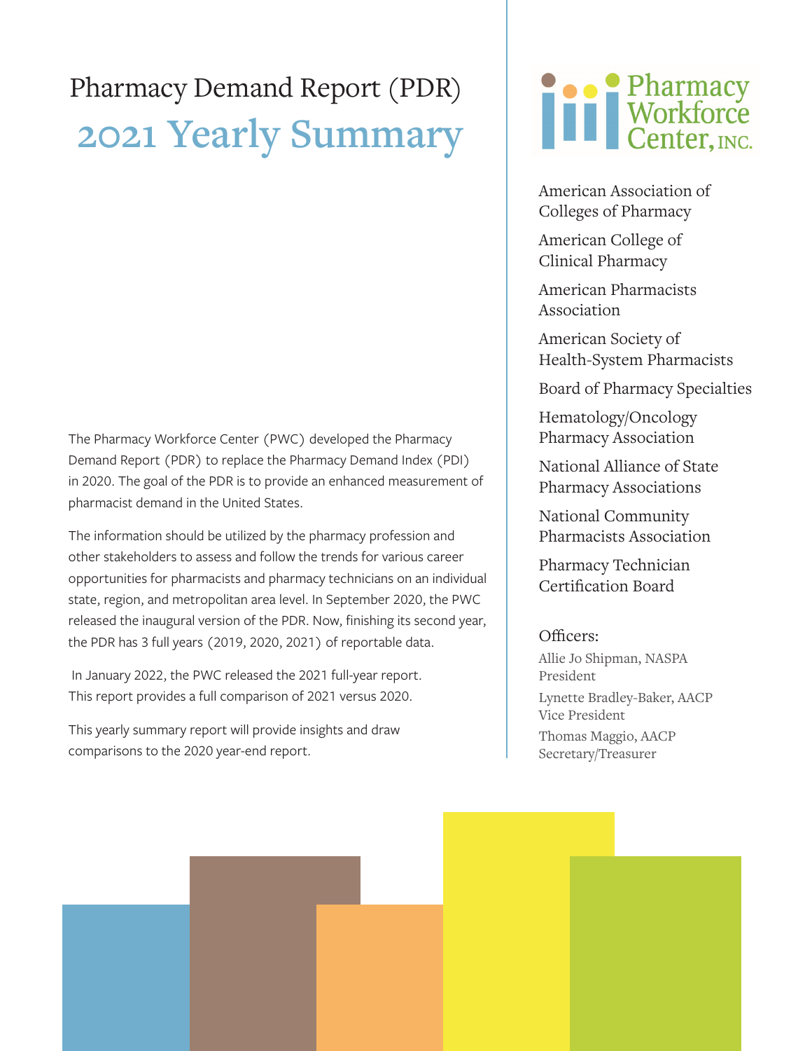# Pharmacy Demand Report (PDR)

# 2021 Yearly Summary

The Pharmacy Workforce Center (PWC) developed the Pharmacy Demand Report (PDR) to replace the Pharmacy Demand Index (PDI) in 2020. The goal of the PDR is to provide an enhanced measurement of pharmacist demand in the United States.

The information should be utilized by the pharmacy profession and other stakeholders to assess and follow the trends for various career opportunities for pharmacists and pharmacy technicians on an individual state, region, and metropolitan area level. In September 2020, the PWC released the inaugural version of the PDR. Now, finishing its second year, the PDR has 3 full years (2019, 2020, 2021) of reportable data.

In January 2022, the PWC released the 2021 full-year report. This report provides a full comparison of 2021 versus 2020.

This yearly summary report will provide insights and draw comparisons to the 2020 year-end report.

Pharmacy Workforce Center, INC.

American Association of Colleges of Pharmacy

American College of Clinical Pharmacy

American Pharmacists Association

American Society of Health-System Pharmacists

Board of Pharmacy Specialties

Hematology/Oncology Pharmacy Association

National Alliance of State Pharmacy Associations

National Community Pharmacists Association

Pharmacy Technician Certification Board

Officers:

Allie Jo Shipman, NASPA
President

Lynette Bradley-Baker, AACP
Vice President

Thomas Maggio, AACP
Secretary/Treasurer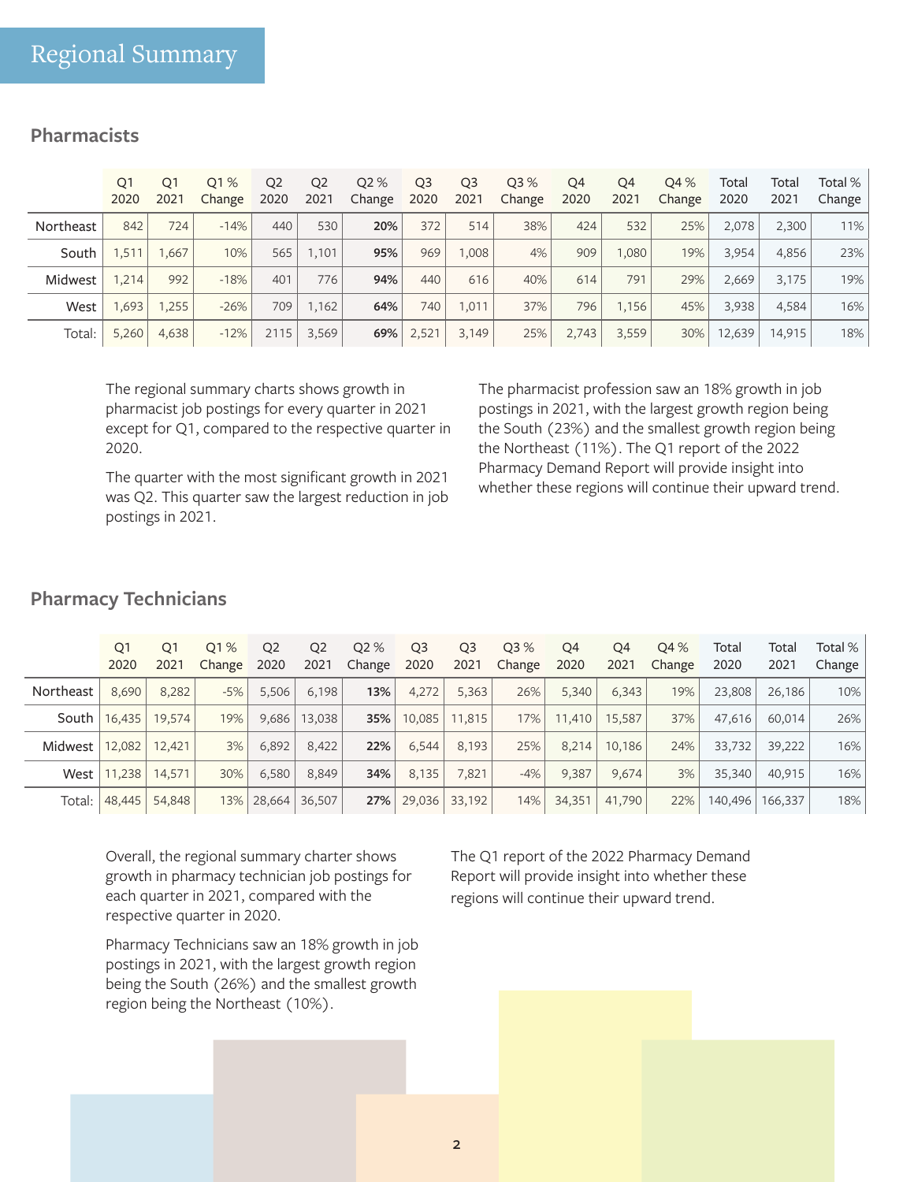# Regional Summary

## Pharmacists

| | Q1 2020 | Q1 2021 | Q1 % Change | Q2 2020 | Q2 2021 | Q2 % Change | Q3 2020 | Q3 2021 | Q3 % Change | Q4 2020 | Q4 2021 | Q4 % Change | Total 2020 | Total 2021 | Total % Change |
|---|---|---|---|---|---|---|---|---|---|---|---|---|---|---|---|
| Northeast | 842 | 724 | -14% | 440 | 530 | **20%** | 372 | 514 | 38% | 424 | 532 | 25% | 2,078 | 2,300 | 11% |
| South | 1,511 | 1,667 | 10% | 565 | 1,101 | **95%** | 969 | 1,008 | 4% | 909 | 1,080 | 19% | 3,954 | 4,856 | 23% |
| Midwest | 1,214 | 992 | -18% | 401 | 776 | **94%** | 440 | 616 | 40% | 614 | 791 | 29% | 2,669 | 3,175 | 19% |
| West | 1,693 | 1,255 | -26% | 709 | 1,162 | **64%** | 740 | 1,011 | 37% | 796 | 1,156 | 45% | 3,938 | 4,584 | 16% |
| Total: | 5,260 | 4,638 | -12% | 2115 | 3,569 | **69%** | 2,521 | 3,149 | 25% | 2,743 | 3,559 | 30% | 12,639 | 14,915 | 18% |

The regional summary charts shows growth in pharmacist job postings for every quarter in 2021 except for Q1, compared to the respective quarter in 2020.

The quarter with the most significant growth in 2021 was Q2. This quarter saw the largest reduction in job postings in 2021.

The pharmacist profession saw an 18% growth in job postings in 2021, with the largest growth region being the South (23%) and the smallest growth region being the Northeast (11%). The Q1 report of the 2022 Pharmacy Demand Report will provide insight into whether these regions will continue their upward trend.

## Pharmacy Technicians

| | Q1 2020 | Q1 2021 | Q1 % Change | Q2 2020 | Q2 2021 | Q2 % Change | Q3 2020 | Q3 2021 | Q3 % Change | Q4 2020 | Q4 2021 | Q4 % Change | Total 2020 | Total 2021 | Total % Change |
|---|---|---|---|---|---|---|---|---|---|---|---|---|---|---|---|
| Northeast | 8,690 | 8,282 | -5% | 5,506 | 6,198 | **13%** | 4,272 | 5,363 | 26% | 5,340 | 6,343 | 19% | 23,808 | 26,186 | 10% |
| South | 16,435 | 19,574 | 19% | 9,686 | 13,038 | **35%** | 10,085 | 11,815 | 17% | 11,410 | 15,587 | 37% | 47,616 | 60,014 | 26% |
| Midwest | 12,082 | 12,421 | 3% | 6,892 | 8,422 | **22%** | 6,544 | 8,193 | 25% | 8,214 | 10,186 | 24% | 33,732 | 39,222 | 16% |
| West | 11,238 | 14,571 | 30% | 6,580 | 8,849 | **34%** | 8,135 | 7,821 | -4% | 9,387 | 9,674 | 3% | 35,340 | 40,915 | 16% |
| Total: | 48,445 | 54,848 | 13% | 28,664 | 36,507 | **27%** | 29,036 | 33,192 | 14% | 34,351 | 41,790 | 22% | 140,496 | 166,337 | 18% |

Overall, the regional summary charter shows growth in pharmacy technician job postings for each quarter in 2021, compared with the respective quarter in 2020.

Pharmacy Technicians saw an 18% growth in job postings in 2021, with the largest growth region being the South (26%) and the smallest growth region being the Northeast (10%).

The Q1 report of the 2022 Pharmacy Demand Report will provide insight into whether these regions will continue their upward trend.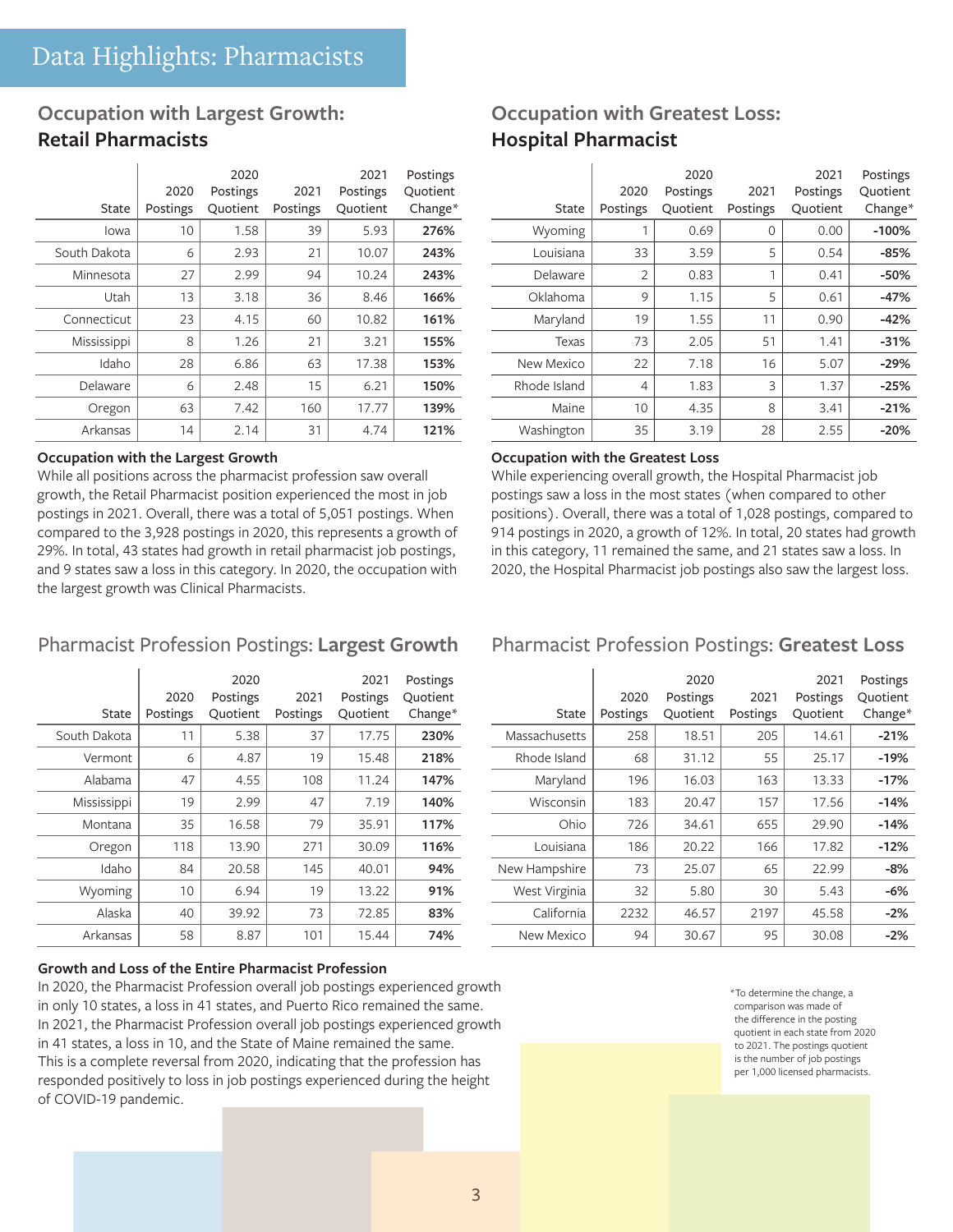# Data Highlights: Pharmacists

## Occupation with Largest Growth: **Retail Pharmacists**

| State | 2020 Postings | 2020 Postings Quotient | 2021 Postings | 2021 Postings Quotient | Postings Quotient Change* |
|---|---|---|---|---|---|
| Iowa | 10 | 1.58 | 39 | 5.93 | **276%** |
| South Dakota | 6 | 2.93 | 21 | 10.07 | **243%** |
| Minnesota | 27 | 2.99 | 94 | 10.24 | **243%** |
| Utah | 13 | 3.18 | 36 | 8.46 | **166%** |
| Connecticut | 23 | 4.15 | 60 | 10.82 | **161%** |
| Mississippi | 8 | 1.26 | 21 | 3.21 | **155%** |
| Idaho | 28 | 6.86 | 63 | 17.38 | **153%** |
| Delaware | 6 | 2.48 | 15 | 6.21 | **150%** |
| Oregon | 63 | 7.42 | 160 | 17.77 | **139%** |
| Arkansas | 14 | 2.14 | 31 | 4.74 | **121%** |

### Occupation with the Largest Growth

While all positions across the pharmacist profession saw overall growth, the Retail Pharmacist position experienced the most in job postings in 2021. Overall, there was a total of 5,051 postings. When compared to the 3,928 postings in 2020, this represents a growth of 29%. In total, 43 states had growth in retail pharmacist job postings, and 9 states saw a loss in this category. In 2020, the occupation with the largest growth was Clinical Pharmacists.

## Occupation with Greatest Loss: **Hospital Pharmacist**

| State | 2020 Postings | 2020 Postings Quotient | 2021 Postings | 2021 Postings Quotient | Postings Quotient Change* |
|---|---|---|---|---|---|
| Wyoming | 1 | 0.69 | 0 | 0.00 | **-100%** |
| Louisiana | 33 | 3.59 | 5 | 0.54 | **-85%** |
| Delaware | 2 | 0.83 | 1 | 0.41 | **-50%** |
| Oklahoma | 9 | 1.15 | 5 | 0.61 | **-47%** |
| Maryland | 19 | 1.55 | 11 | 0.90 | **-42%** |
| Texas | 73 | 2.05 | 51 | 1.41 | **-31%** |
| New Mexico | 22 | 7.18 | 16 | 5.07 | **-29%** |
| Rhode Island | 4 | 1.83 | 3 | 1.37 | **-25%** |
| Maine | 10 | 4.35 | 8 | 3.41 | **-21%** |
| Washington | 35 | 3.19 | 28 | 2.55 | **-20%** |

### Occupation with the Greatest Loss

While experiencing overall growth, the Hospital Pharmacist job postings saw a loss in the most states (when compared to other positions). Overall, there was a total of 1,028 postings, compared to 914 postings in 2020, a growth of 12%. In total, 20 states had growth in this category, 11 remained the same, and 21 states saw a loss. In 2020, the Hospital Pharmacist job postings also saw the largest loss.

## Pharmacist Profession Postings: **Largest Growth**

| State | 2020 Postings | 2020 Postings Quotient | 2021 Postings | 2021 Postings Quotient | Postings Quotient Change* |
|---|---|---|---|---|---|
| South Dakota | 11 | 5.38 | 37 | 17.75 | **230%** |
| Vermont | 6 | 4.87 | 19 | 15.48 | **218%** |
| Alabama | 47 | 4.55 | 108 | 11.24 | **147%** |
| Mississippi | 19 | 2.99 | 47 | 7.19 | **140%** |
| Montana | 35 | 16.58 | 79 | 35.91 | **117%** |
| Oregon | 118 | 13.90 | 271 | 30.09 | **116%** |
| Idaho | 84 | 20.58 | 145 | 40.01 | **94%** |
| Wyoming | 10 | 6.94 | 19 | 13.22 | **91%** |
| Alaska | 40 | 39.92 | 73 | 72.85 | **83%** |
| Arkansas | 58 | 8.87 | 101 | 15.44 | **74%** |

## Pharmacist Profession Postings: **Greatest Loss**

| State | 2020 Postings | 2020 Postings Quotient | 2021 Postings | 2021 Postings Quotient | Postings Quotient Change* |
|---|---|---|---|---|---|
| Massachusetts | 258 | 18.51 | 205 | 14.61 | **-21%** |
| Rhode Island | 68 | 31.12 | 55 | 25.17 | **-19%** |
| Maryland | 196 | 16.03 | 163 | 13.33 | **-17%** |
| Wisconsin | 183 | 20.47 | 157 | 17.56 | **-14%** |
| Ohio | 726 | 34.61 | 655 | 29.90 | **-14%** |
| Louisiana | 186 | 20.22 | 166 | 17.82 | **-12%** |
| New Hampshire | 73 | 25.07 | 65 | 22.99 | **-8%** |
| West Virginia | 32 | 5.80 | 30 | 5.43 | **-6%** |
| California | 2232 | 46.57 | 2197 | 45.58 | **-2%** |
| New Mexico | 94 | 30.67 | 95 | 30.08 | **-2%** |

### Growth and Loss of the Entire Pharmacist Profession

In 2020, the Pharmacist Profession overall job postings experienced growth in only 10 states, a loss in 41 states, and Puerto Rico remained the same. In 2021, the Pharmacist Profession overall job postings experienced growth in 41 states, a loss in 10, and the State of Maine remained the same. This is a complete reversal from 2020, indicating that the profession has responded positively to loss in job postings experienced during the height of COVID-19 pandemic.

*To determine the change, a comparison was made of the difference in the posting quotient in each state from 2020 to 2021. The postings quotient is the number of job postings per 1,000 licensed pharmacists.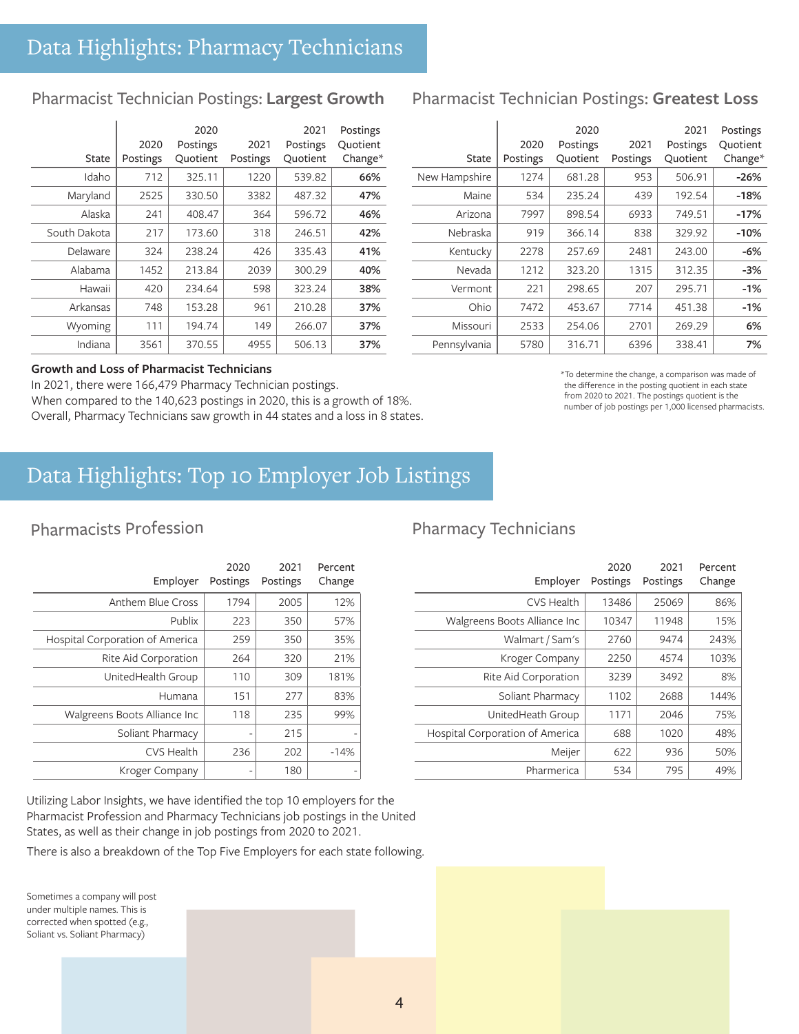## Data Highlights: Pharmacy Technicians

### Pharmacist Technician Postings: **Largest Growth**

| State | 2020 Postings | 2020 Postings Quotient | 2021 Postings | 2021 Postings Quotient | Postings Quotient Change* |
|---|---|---|---|---|---|
| Idaho | 712 | 325.11 | 1220 | 539.82 | **66%** |
| Maryland | 2525 | 330.50 | 3382 | 487.32 | **47%** |
| Alaska | 241 | 408.47 | 364 | 596.72 | **46%** |
| South Dakota | 217 | 173.60 | 318 | 246.51 | **42%** |
| Delaware | 324 | 238.24 | 426 | 335.43 | **41%** |
| Alabama | 1452 | 213.84 | 2039 | 300.29 | **40%** |
| Hawaii | 420 | 234.64 | 598 | 323.24 | **38%** |
| Arkansas | 748 | 153.28 | 961 | 210.28 | **37%** |
| Wyoming | 111 | 194.74 | 149 | 266.07 | **37%** |
| Indiana | 3561 | 370.55 | 4955 | 506.13 | **37%** |

### Pharmacist Technician Postings: **Greatest Loss**

| State | 2020 Postings | 2020 Postings Quotient | 2021 Postings | 2021 Postings Quotient | Postings Quotient Change* |
|---|---|---|---|---|---|
| New Hampshire | 1274 | 681.28 | 953 | 506.91 | **-26%** |
| Maine | 534 | 235.24 | 439 | 192.54 | **-18%** |
| Arizona | 7997 | 898.54 | 6933 | 749.51 | **-17%** |
| Nebraska | 919 | 366.14 | 838 | 329.92 | **-10%** |
| Kentucky | 2278 | 257.69 | 2481 | 243.00 | **-6%** |
| Nevada | 1212 | 323.20 | 1315 | 312.35 | **-3%** |
| Vermont | 221 | 298.65 | 207 | 295.71 | **-1%** |
| Ohio | 7472 | 453.67 | 7714 | 451.38 | **-1%** |
| Missouri | 2533 | 254.06 | 2701 | 269.29 | **6%** |
| Pennsylvania | 5780 | 316.71 | 6396 | 338.41 | **7%** |

**Growth and Loss of Pharmacist Technicians**

In 2021, there were 166,479 Pharmacy Technician postings.
When compared to the 140,623 postings in 2020, this is a growth of 18%.
Overall, Pharmacy Technicians saw growth in 44 states and a loss in 8 states.

*To determine the change, a comparison was made of the difference in the posting quotient in each state from 2020 to 2021. The postings quotient is the number of job postings per 1,000 licensed pharmacists.

## Data Highlights: Top 10 Employer Job Listings

### Pharmacists Profession

| Employer | 2020 Postings | 2021 Postings | Percent Change |
|---|---|---|---|
| Anthem Blue Cross | 1794 | 2005 | 12% |
| Publix | 223 | 350 | 57% |
| Hospital Corporation of America | 259 | 350 | 35% |
| Rite Aid Corporation | 264 | 320 | 21% |
| UnitedHealth Group | 110 | 309 | 181% |
| Humana | 151 | 277 | 83% |
| Walgreens Boots Alliance Inc | 118 | 235 | 99% |
| Soliant Pharmacy | - | 215 | - |
| CVS Health | 236 | 202 | -14% |
| Kroger Company | - | 180 | - |

### Pharmacy Technicians

| Employer | 2020 Postings | 2021 Postings | Percent Change |
|---|---|---|---|
| CVS Health | 13486 | 25069 | 86% |
| Walgreens Boots Alliance Inc | 10347 | 11948 | 15% |
| Walmart / Sam's | 2760 | 9474 | 243% |
| Kroger Company | 2250 | 4574 | 103% |
| Rite Aid Corporation | 3239 | 3492 | 8% |
| Soliant Pharmacy | 1102 | 2688 | 144% |
| UnitedHeath Group | 1171 | 2046 | 75% |
| Hospital Corporation of America | 688 | 1020 | 48% |
| Meijer | 622 | 936 | 50% |
| Pharmerica | 534 | 795 | 49% |

Utilizing Labor Insights, we have identified the top 10 employers for the Pharmacist Profession and Pharmacy Technicians job postings in the United States, as well as their change in job postings from 2020 to 2021.

There is also a breakdown of the Top Five Employers for each state following.

Sometimes a company will post under multiple names. This is corrected when spotted (e.g., Soliant vs. Soliant Pharmacy)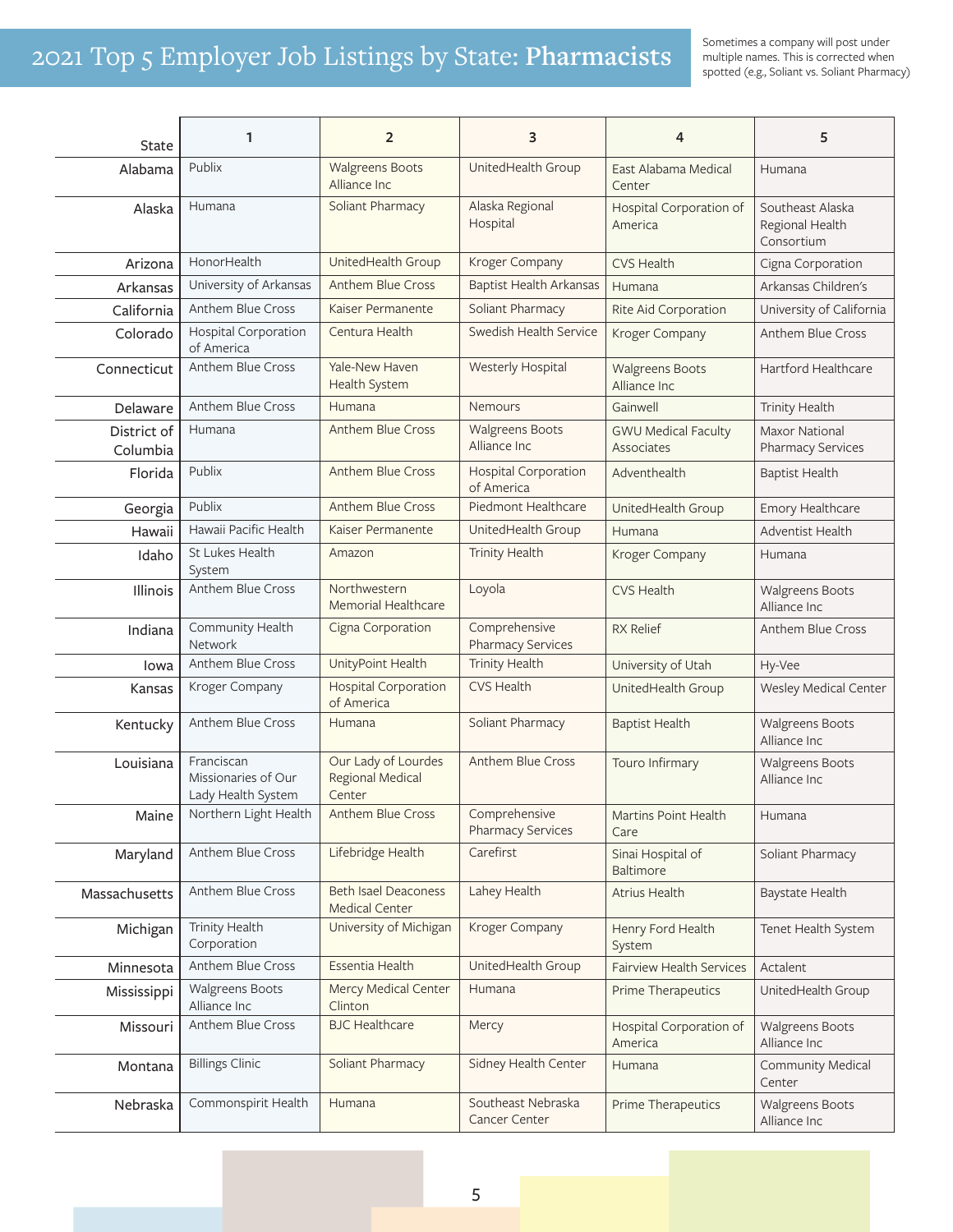# 2021 Top 5 Employer Job Listings by State: **Pharmacists**

Sometimes a company will post under multiple names. This is corrected when spotted (e.g., Soliant vs. Soliant Pharmacy)

| State | 1 | 2 | 3 | 4 | 5 |
|---|---|---|---|---|---|
| Alabama | Publix | Walgreens Boots Alliance Inc | UnitedHealth Group | East Alabama Medical Center | Humana |
| Alaska | Humana | Soliant Pharmacy | Alaska Regional Hospital | Hospital Corporation of America | Southeast Alaska Regional Health Consortium |
| Arizona | HonorHealth | UnitedHealth Group | Kroger Company | CVS Health | Cigna Corporation |
| Arkansas | University of Arkansas | Anthem Blue Cross | Baptist Health Arkansas | Humana | Arkansas Children's |
| California | Anthem Blue Cross | Kaiser Permanente | Soliant Pharmacy | Rite Aid Corporation | University of California |
| Colorado | Hospital Corporation of America | Centura Health | Swedish Health Service | Kroger Company | Anthem Blue Cross |
| Connecticut | Anthem Blue Cross | Yale-New Haven Health System | Westerly Hospital | Walgreens Boots Alliance Inc | Hartford Healthcare |
| Delaware | Anthem Blue Cross | Humana | Nemours | Gainwell | Trinity Health |
| District of Columbia | Humana | Anthem Blue Cross | Walgreens Boots Alliance Inc | GWU Medical Faculty Associates | Maxor National Pharmacy Services |
| Florida | Publix | Anthem Blue Cross | Hospital Corporation of America | Adventhealth | Baptist Health |
| Georgia | Publix | Anthem Blue Cross | Piedmont Healthcare | UnitedHealth Group | Emory Healthcare |
| Hawaii | Hawaii Pacific Health | Kaiser Permanente | UnitedHealth Group | Humana | Adventist Health |
| Idaho | St Lukes Health System | Amazon | Trinity Health | Kroger Company | Humana |
| Illinois | Anthem Blue Cross | Northwestern Memorial Healthcare | Loyola | CVS Health | Walgreens Boots Alliance Inc |
| Indiana | Community Health Network | Cigna Corporation | Comprehensive Pharmacy Services | RX Relief | Anthem Blue Cross |
| Iowa | Anthem Blue Cross | UnityPoint Health | Trinity Health | University of Utah | Hy-Vee |
| Kansas | Kroger Company | Hospital Corporation of America | CVS Health | UnitedHealth Group | Wesley Medical Center |
| Kentucky | Anthem Blue Cross | Humana | Soliant Pharmacy | Baptist Health | Walgreens Boots Alliance Inc |
| Louisiana | Franciscan Missionaries of Our Lady Health System | Our Lady of Lourdes Regional Medical Center | Anthem Blue Cross | Touro Infirmary | Walgreens Boots Alliance Inc |
| Maine | Northern Light Health | Anthem Blue Cross | Comprehensive Pharmacy Services | Martins Point Health Care | Humana |
| Maryland | Anthem Blue Cross | Lifebridge Health | Carefirst | Sinai Hospital of Baltimore | Soliant Pharmacy |
| Massachusetts | Anthem Blue Cross | Beth Isael Deaconess Medical Center | Lahey Health | Atrius Health | Baystate Health |
| Michigan | Trinity Health Corporation | University of Michigan | Kroger Company | Henry Ford Health System | Tenet Health System |
| Minnesota | Anthem Blue Cross | Essentia Health | UnitedHealth Group | Fairview Health Services | Actalent |
| Mississippi | Walgreens Boots Alliance Inc | Mercy Medical Center Clinton | Humana | Prime Therapeutics | UnitedHealth Group |
| Missouri | Anthem Blue Cross | BJC Healthcare | Mercy | Hospital Corporation of America | Walgreens Boots Alliance Inc |
| Montana | Billings Clinic | Soliant Pharmacy | Sidney Health Center | Humana | Community Medical Center |
| Nebraska | Commonspirit Health | Humana | Southeast Nebraska Cancer Center | Prime Therapeutics | Walgreens Boots Alliance Inc |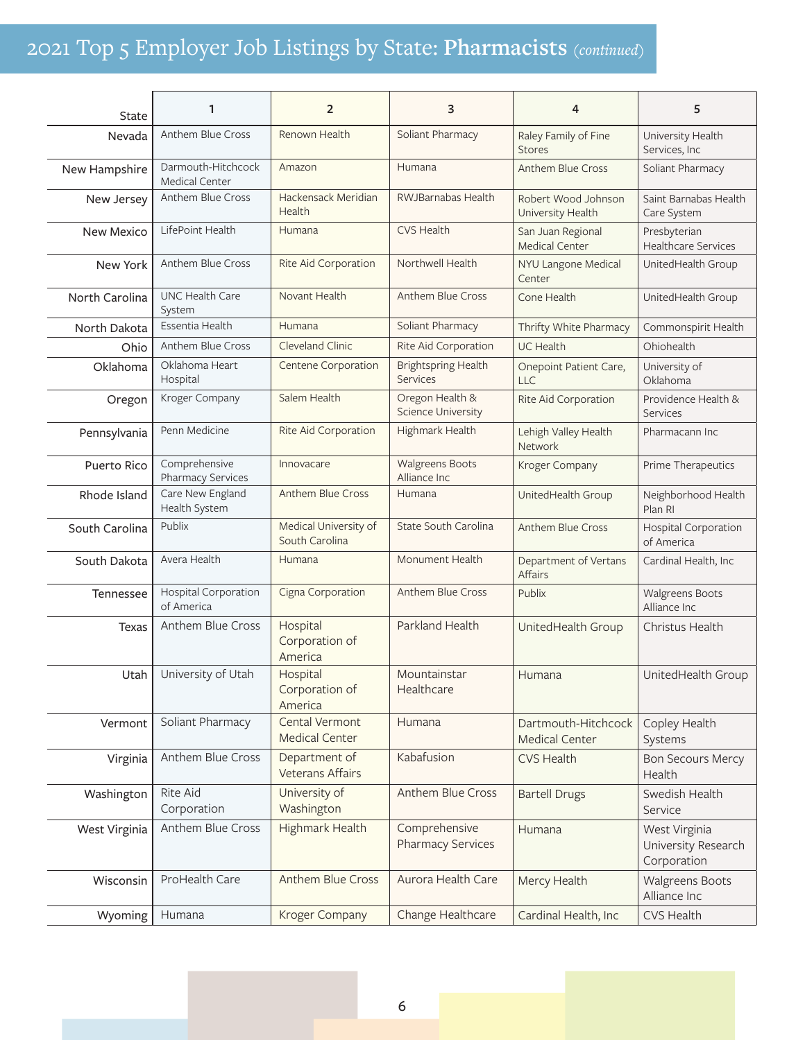# 2021 Top 5 Employer Job Listings by State: **Pharmacists** *(continued)*

| State | 1 | 2 | 3 | 4 | 5 |
|---|---|---|---|---|---|
| Nevada | Anthem Blue Cross | Renown Health | Soliant Pharmacy | Raley Family of Fine Stores | University Health Services, Inc |
| New Hampshire | Darmouth-Hitchcock Medical Center | Amazon | Humana | Anthem Blue Cross | Soliant Pharmacy |
| New Jersey | Anthem Blue Cross | Hackensack Meridian Health | RWJBarnabas Health | Robert Wood Johnson University Health | Saint Barnabas Health Care System |
| New Mexico | LifePoint Health | Humana | CVS Health | San Juan Regional Medical Center | Presbyterian Healthcare Services |
| New York | Anthem Blue Cross | Rite Aid Corporation | Northwell Health | NYU Langone Medical Center | UnitedHealth Group |
| North Carolina | UNC Health Care System | Novant Health | Anthem Blue Cross | Cone Health | UnitedHealth Group |
| North Dakota | Essentia Health | Humana | Soliant Pharmacy | Thrifty White Pharmacy | Commonspirit Health |
| Ohio | Anthem Blue Cross | Cleveland Clinic | Rite Aid Corporation | UC Health | Ohiohealth |
| Oklahoma | Oklahoma Heart Hospital | Centene Corporation | Brightspring Health Services | Onepoint Patient Care, LLC | University of Oklahoma |
| Oregon | Kroger Company | Salem Health | Oregon Health & Science University | Rite Aid Corporation | Providence Health & Services |
| Pennsylvania | Penn Medicine | Rite Aid Corporation | Highmark Health | Lehigh Valley Health Network | Pharmacann Inc |
| Puerto Rico | Comprehensive Pharmacy Services | Innovacare | Walgreens Boots Alliance Inc | Kroger Company | Prime Therapeutics |
| Rhode Island | Care New England Health System | Anthem Blue Cross | Humana | UnitedHealth Group | Neighborhood Health Plan RI |
| South Carolina | Publix | Medical University of South Carolina | State South Carolina | Anthem Blue Cross | Hospital Corporation of America |
| South Dakota | Avera Health | Humana | Monument Health | Department of Vertans Affairs | Cardinal Health, Inc |
| Tennessee | Hospital Corporation of America | Cigna Corporation | Anthem Blue Cross | Publix | Walgreens Boots Alliance Inc |
| Texas | Anthem Blue Cross | Hospital Corporation of America | Parkland Health | UnitedHealth Group | Christus Health |
| Utah | University of Utah | Hospital Corporation of America | Mountainstar Healthcare | Humana | UnitedHealth Group |
| Vermont | Soliant Pharmacy | Cental Vermont Medical Center | Humana | Dartmouth-Hitchcock Medical Center | Copley Health Systems |
| Virginia | Anthem Blue Cross | Department of Veterans Affairs | Kabafusion | CVS Health | Bon Secours Mercy Health |
| Washington | Rite Aid Corporation | University of Washington | Anthem Blue Cross | Bartell Drugs | Swedish Health Service |
| West Virginia | Anthem Blue Cross | Highmark Health | Comprehensive Pharmacy Services | Humana | West Virginia University Research Corporation |
| Wisconsin | ProHealth Care | Anthem Blue Cross | Aurora Health Care | Mercy Health | Walgreens Boots Alliance Inc |
| Wyoming | Humana | Kroger Company | Change Healthcare | Cardinal Health, Inc | CVS Health |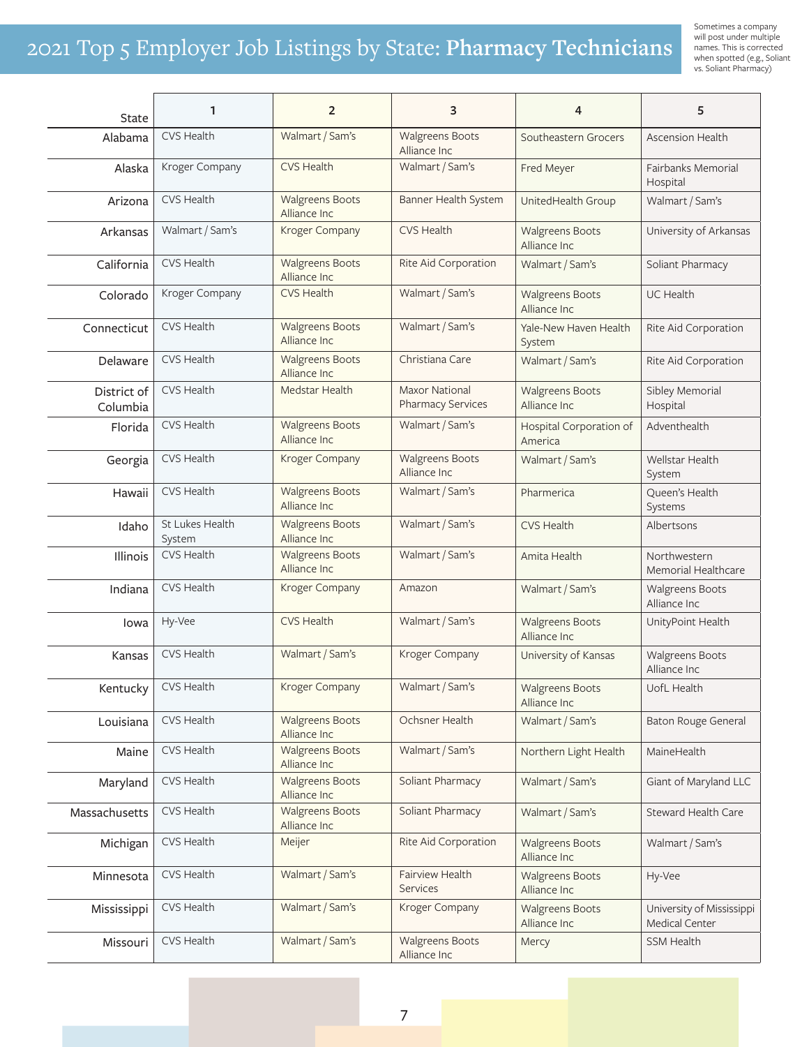# 2021 Top 5 Employer Job Listings by State: **Pharmacy Technicians**

Sometimes a company will post under multiple names. This is corrected when spotted (e.g., Soliant vs. Soliant Pharmacy)

| State | 1 | 2 | 3 | 4 | 5 |
|---|---|---|---|---|---|
| Alabama | CVS Health | Walmart / Sam's | Walgreens Boots Alliance Inc | Southeastern Grocers | Ascension Health |
| Alaska | Kroger Company | CVS Health | Walmart / Sam's | Fred Meyer | Fairbanks Memorial Hospital |
| Arizona | CVS Health | Walgreens Boots Alliance Inc | Banner Health System | UnitedHealth Group | Walmart / Sam's |
| Arkansas | Walmart / Sam's | Kroger Company | CVS Health | Walgreens Boots Alliance Inc | University of Arkansas |
| California | CVS Health | Walgreens Boots Alliance Inc | Rite Aid Corporation | Walmart / Sam's | Soliant Pharmacy |
| Colorado | Kroger Company | CVS Health | Walmart / Sam's | Walgreens Boots Alliance Inc | UC Health |
| Connecticut | CVS Health | Walgreens Boots Alliance Inc | Walmart / Sam's | Yale-New Haven Health System | Rite Aid Corporation |
| Delaware | CVS Health | Walgreens Boots Alliance Inc | Christiana Care | Walmart / Sam's | Rite Aid Corporation |
| District of Columbia | CVS Health | Medstar Health | Maxor National Pharmacy Services | Walgreens Boots Alliance Inc | Sibley Memorial Hospital |
| Florida | CVS Health | Walgreens Boots Alliance Inc | Walmart / Sam's | Hospital Corporation of America | Adventhealth |
| Georgia | CVS Health | Kroger Company | Walgreens Boots Alliance Inc | Walmart / Sam's | Wellstar Health System |
| Hawaii | CVS Health | Walgreens Boots Alliance Inc | Walmart / Sam's | Pharmerica | Queen's Health Systems |
| Idaho | St Lukes Health System | Walgreens Boots Alliance Inc | Walmart / Sam's | CVS Health | Albertsons |
| Illinois | CVS Health | Walgreens Boots Alliance Inc | Walmart / Sam's | Amita Health | Northwestern Memorial Healthcare |
| Indiana | CVS Health | Kroger Company | Amazon | Walmart / Sam's | Walgreens Boots Alliance Inc |
| Iowa | Hy-Vee | CVS Health | Walmart / Sam's | Walgreens Boots Alliance Inc | UnityPoint Health |
| Kansas | CVS Health | Walmart / Sam's | Kroger Company | University of Kansas | Walgreens Boots Alliance Inc |
| Kentucky | CVS Health | Kroger Company | Walmart / Sam's | Walgreens Boots Alliance Inc | UofL Health |
| Louisiana | CVS Health | Walgreens Boots Alliance Inc | Ochsner Health | Walmart / Sam's | Baton Rouge General |
| Maine | CVS Health | Walgreens Boots Alliance Inc | Walmart / Sam's | Northern Light Health | MaineHealth |
| Maryland | CVS Health | Walgreens Boots Alliance Inc | Soliant Pharmacy | Walmart / Sam's | Giant of Maryland LLC |
| Massachusetts | CVS Health | Walgreens Boots Alliance Inc | Soliant Pharmacy | Walmart / Sam's | Steward Health Care |
| Michigan | CVS Health | Meijer | Rite Aid Corporation | Walgreens Boots Alliance Inc | Walmart / Sam's |
| Minnesota | CVS Health | Walmart / Sam's | Fairview Health Services | Walgreens Boots Alliance Inc | Hy-Vee |
| Mississippi | CVS Health | Walmart / Sam's | Kroger Company | Walgreens Boots Alliance Inc | University of Mississippi Medical Center |
| Missouri | CVS Health | Walmart / Sam's | Walgreens Boots Alliance Inc | Mercy | SSM Health |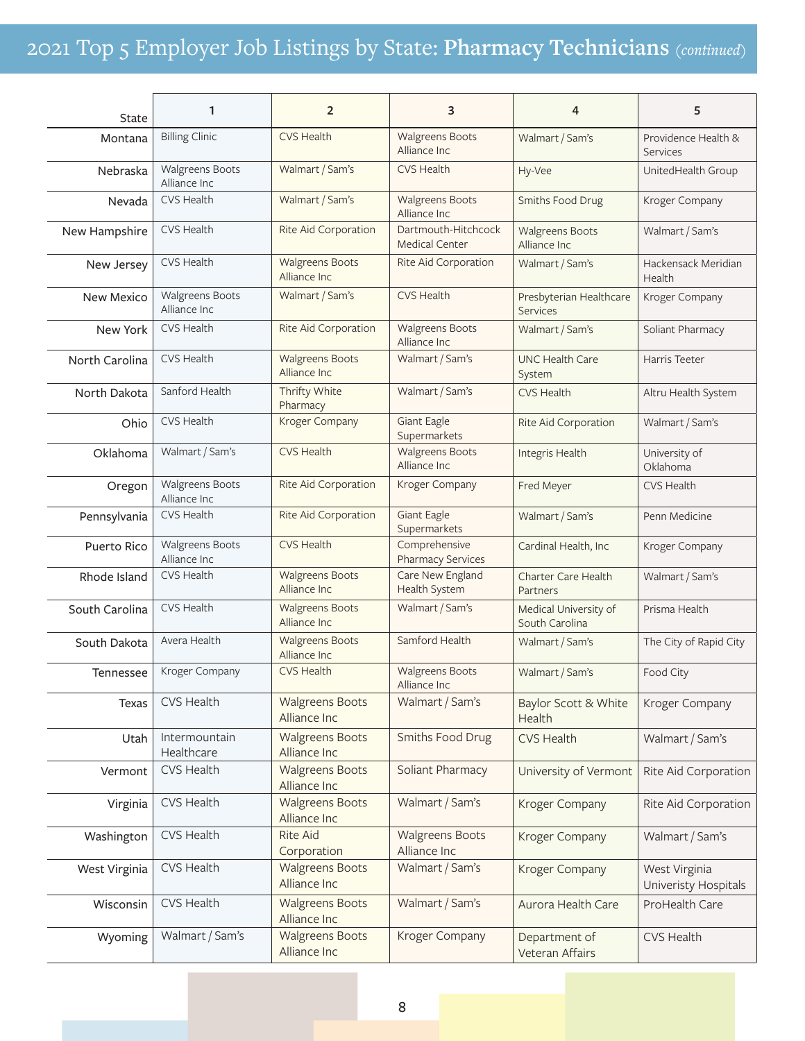# 2021 Top 5 Employer Job Listings by State: **Pharmacy Technicians** *(continued)*

| State | 1 | 2 | 3 | 4 | 5 |
|---|---|---|---|---|---|
| Montana | Billing Clinic | CVS Health | Walgreens Boots Alliance Inc | Walmart / Sam's | Providence Health & Services |
| Nebraska | Walgreens Boots Alliance Inc | Walmart / Sam's | CVS Health | Hy-Vee | UnitedHealth Group |
| Nevada | CVS Health | Walmart / Sam's | Walgreens Boots Alliance Inc | Smiths Food Drug | Kroger Company |
| New Hampshire | CVS Health | Rite Aid Corporation | Dartmouth-Hitchcock Medical Center | Walgreens Boots Alliance Inc | Walmart / Sam's |
| New Jersey | CVS Health | Walgreens Boots Alliance Inc | Rite Aid Corporation | Walmart / Sam's | Hackensack Meridian Health |
| New Mexico | Walgreens Boots Alliance Inc | Walmart / Sam's | CVS Health | Presbyterian Healthcare Services | Kroger Company |
| New York | CVS Health | Rite Aid Corporation | Walgreens Boots Alliance Inc | Walmart / Sam's | Soliant Pharmacy |
| North Carolina | CVS Health | Walgreens Boots Alliance Inc | Walmart / Sam's | UNC Health Care System | Harris Teeter |
| North Dakota | Sanford Health | Thrifty White Pharmacy | Walmart / Sam's | CVS Health | Altru Health System |
| Ohio | CVS Health | Kroger Company | Giant Eagle Supermarkets | Rite Aid Corporation | Walmart / Sam's |
| Oklahoma | Walmart / Sam's | CVS Health | Walgreens Boots Alliance Inc | Integris Health | University of Oklahoma |
| Oregon | Walgreens Boots Alliance Inc | Rite Aid Corporation | Kroger Company | Fred Meyer | CVS Health |
| Pennsylvania | CVS Health | Rite Aid Corporation | Giant Eagle Supermarkets | Walmart / Sam's | Penn Medicine |
| Puerto Rico | Walgreens Boots Alliance Inc | CVS Health | Comprehensive Pharmacy Services | Cardinal Health, Inc | Kroger Company |
| Rhode Island | CVS Health | Walgreens Boots Alliance Inc | Care New England Health System | Charter Care Health Partners | Walmart / Sam's |
| South Carolina | CVS Health | Walgreens Boots Alliance Inc | Walmart / Sam's | Medical University of South Carolina | Prisma Health |
| South Dakota | Avera Health | Walgreens Boots Alliance Inc | Samford Health | Walmart / Sam's | The City of Rapid City |
| Tennessee | Kroger Company | CVS Health | Walgreens Boots Alliance Inc | Walmart / Sam's | Food City |
| Texas | CVS Health | Walgreens Boots Alliance Inc | Walmart / Sam's | Baylor Scott & White Health | Kroger Company |
| Utah | Intermountain Healthcare | Walgreens Boots Alliance Inc | Smiths Food Drug | CVS Health | Walmart / Sam's |
| Vermont | CVS Health | Walgreens Boots Alliance Inc | Soliant Pharmacy | University of Vermont | Rite Aid Corporation |
| Virginia | CVS Health | Walgreens Boots Alliance Inc | Walmart / Sam's | Kroger Company | Rite Aid Corporation |
| Washington | CVS Health | Rite Aid Corporation | Walgreens Boots Alliance Inc | Kroger Company | Walmart / Sam's |
| West Virginia | CVS Health | Walgreens Boots Alliance Inc | Walmart / Sam's | Kroger Company | West Virginia Univeristy Hospitals |
| Wisconsin | CVS Health | Walgreens Boots Alliance Inc | Walmart / Sam's | Aurora Health Care | ProHealth Care |
| Wyoming | Walmart / Sam's | Walgreens Boots Alliance Inc | Kroger Company | Department of Veteran Affairs | CVS Health |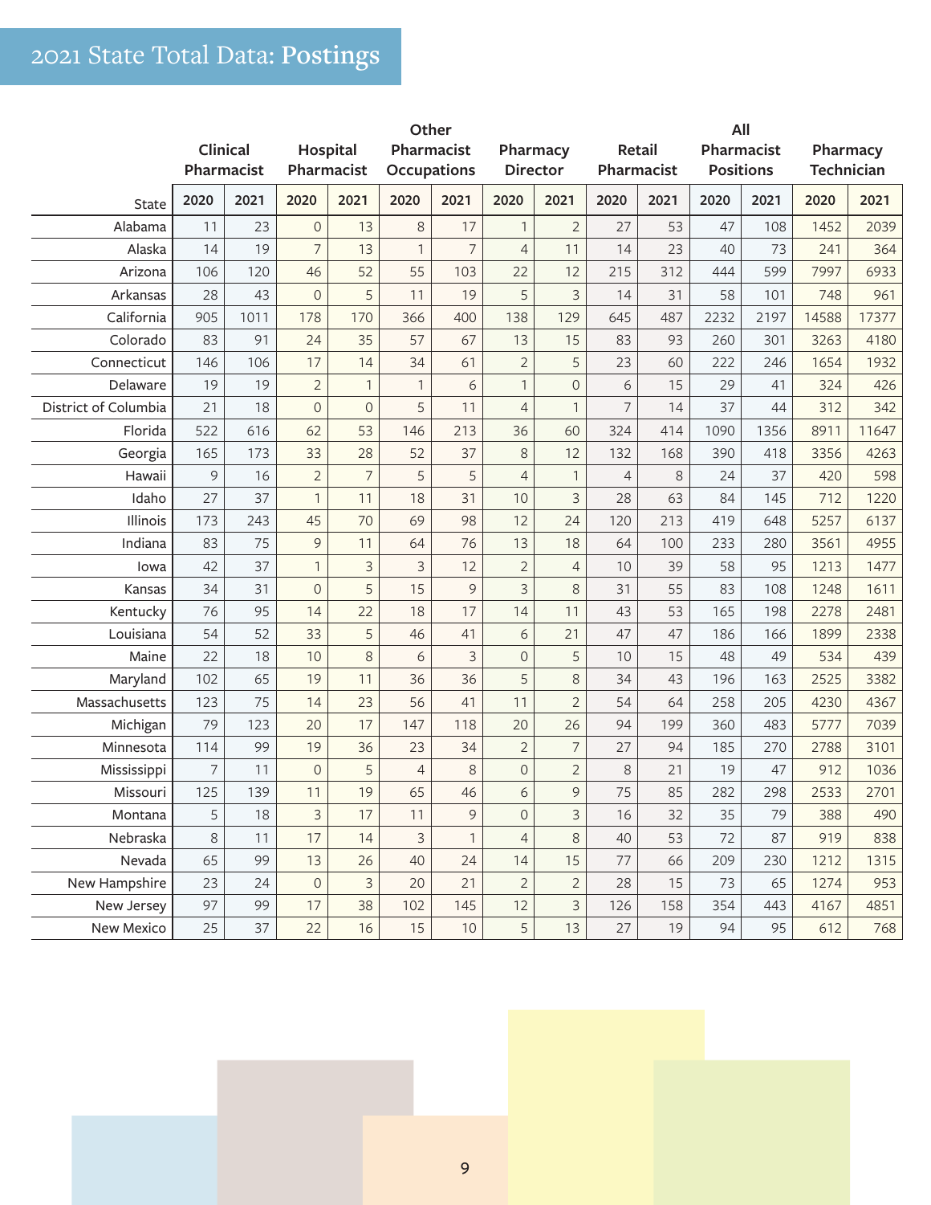# 2021 State Total Data: **Postings**

| State | Clinical Pharmacist | | Hospital Pharmacist | | Other Pharmacist Occupations | | Pharmacy Director | | Retail Pharmacist | | All Pharmacist Positions | | Pharmacy Technician | |
|---|---|---|---|---|---|---|---|---|---|---|---|---|---|---|
| | 2020 | 2021 | 2020 | 2021 | 2020 | 2021 | 2020 | 2021 | 2020 | 2021 | 2020 | 2021 | 2020 | 2021 |
| Alabama | 11 | 23 | 0 | 13 | 8 | 17 | 1 | 2 | 27 | 53 | 47 | 108 | 1452 | 2039 |
| Alaska | 14 | 19 | 7 | 13 | 1 | 7 | 4 | 11 | 14 | 23 | 40 | 73 | 241 | 364 |
| Arizona | 106 | 120 | 46 | 52 | 55 | 103 | 22 | 12 | 215 | 312 | 444 | 599 | 7997 | 6933 |
| Arkansas | 28 | 43 | 0 | 5 | 11 | 19 | 5 | 3 | 14 | 31 | 58 | 101 | 748 | 961 |
| California | 905 | 1011 | 178 | 170 | 366 | 400 | 138 | 129 | 645 | 487 | 2232 | 2197 | 14588 | 17377 |
| Colorado | 83 | 91 | 24 | 35 | 57 | 67 | 13 | 15 | 83 | 93 | 260 | 301 | 3263 | 4180 |
| Connecticut | 146 | 106 | 17 | 14 | 34 | 61 | 2 | 5 | 23 | 60 | 222 | 246 | 1654 | 1932 |
| Delaware | 19 | 19 | 2 | 1 | 1 | 6 | 1 | 0 | 6 | 15 | 29 | 41 | 324 | 426 |
| District of Columbia | 21 | 18 | 0 | 0 | 5 | 11 | 4 | 1 | 7 | 14 | 37 | 44 | 312 | 342 |
| Florida | 522 | 616 | 62 | 53 | 146 | 213 | 36 | 60 | 324 | 414 | 1090 | 1356 | 8911 | 11647 |
| Georgia | 165 | 173 | 33 | 28 | 52 | 37 | 8 | 12 | 132 | 168 | 390 | 418 | 3356 | 4263 |
| Hawaii | 9 | 16 | 2 | 7 | 5 | 5 | 4 | 1 | 4 | 8 | 24 | 37 | 420 | 598 |
| Idaho | 27 | 37 | 1 | 11 | 18 | 31 | 10 | 3 | 28 | 63 | 84 | 145 | 712 | 1220 |
| Illinois | 173 | 243 | 45 | 70 | 69 | 98 | 12 | 24 | 120 | 213 | 419 | 648 | 5257 | 6137 |
| Indiana | 83 | 75 | 9 | 11 | 64 | 76 | 13 | 18 | 64 | 100 | 233 | 280 | 3561 | 4955 |
| Iowa | 42 | 37 | 1 | 3 | 3 | 12 | 2 | 4 | 10 | 39 | 58 | 95 | 1213 | 1477 |
| Kansas | 34 | 31 | 0 | 5 | 15 | 9 | 3 | 8 | 31 | 55 | 83 | 108 | 1248 | 1611 |
| Kentucky | 76 | 95 | 14 | 22 | 18 | 17 | 14 | 11 | 43 | 53 | 165 | 198 | 2278 | 2481 |
| Louisiana | 54 | 52 | 33 | 5 | 46 | 41 | 6 | 21 | 47 | 47 | 186 | 166 | 1899 | 2338 |
| Maine | 22 | 18 | 10 | 8 | 6 | 3 | 0 | 5 | 10 | 15 | 48 | 49 | 534 | 439 |
| Maryland | 102 | 65 | 19 | 11 | 36 | 36 | 5 | 8 | 34 | 43 | 196 | 163 | 2525 | 3382 |
| Massachusetts | 123 | 75 | 14 | 23 | 56 | 41 | 11 | 2 | 54 | 64 | 258 | 205 | 4230 | 4367 |
| Michigan | 79 | 123 | 20 | 17 | 147 | 118 | 20 | 26 | 94 | 199 | 360 | 483 | 5777 | 7039 |
| Minnesota | 114 | 99 | 19 | 36 | 23 | 34 | 2 | 7 | 27 | 94 | 185 | 270 | 2788 | 3101 |
| Mississippi | 7 | 11 | 0 | 5 | 4 | 8 | 0 | 2 | 8 | 21 | 19 | 47 | 912 | 1036 |
| Missouri | 125 | 139 | 11 | 19 | 65 | 46 | 6 | 9 | 75 | 85 | 282 | 298 | 2533 | 2701 |
| Montana | 5 | 18 | 3 | 17 | 11 | 9 | 0 | 3 | 16 | 32 | 35 | 79 | 388 | 490 |
| Nebraska | 8 | 11 | 17 | 14 | 3 | 1 | 4 | 8 | 40 | 53 | 72 | 87 | 919 | 838 |
| Nevada | 65 | 99 | 13 | 26 | 40 | 24 | 14 | 15 | 77 | 66 | 209 | 230 | 1212 | 1315 |
| New Hampshire | 23 | 24 | 0 | 3 | 20 | 21 | 2 | 2 | 28 | 15 | 73 | 65 | 1274 | 953 |
| New Jersey | 97 | 99 | 17 | 38 | 102 | 145 | 12 | 3 | 126 | 158 | 354 | 443 | 4167 | 4851 |
| New Mexico | 25 | 37 | 22 | 16 | 15 | 10 | 5 | 13 | 27 | 19 | 94 | 95 | 612 | 768 |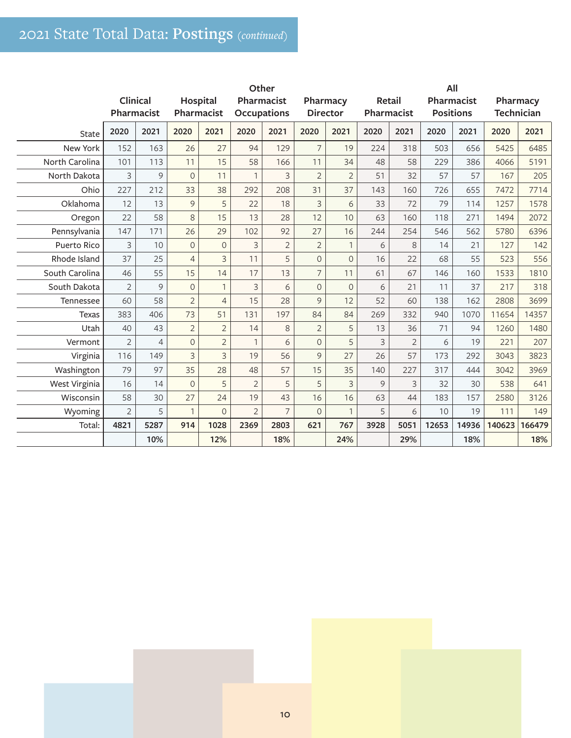# 2021 State Total Data: **Postings** *(continued)*

| State | Clinical Pharmacist | | Hospital Pharmacist | | Other Pharmacist Occupations | | Pharmacy Director | | Retail Pharmacist | | All Pharmacist Positions | | Pharmacy Technician | |
|---|---|---|---|---|---|---|---|---|---|---|---|---|---|---|
| | 2020 | 2021 | 2020 | 2021 | 2020 | 2021 | 2020 | 2021 | 2020 | 2021 | 2020 | 2021 | 2020 | 2021 |
| New York | 152 | 163 | 26 | 27 | 94 | 129 | 7 | 19 | 224 | 318 | 503 | 656 | 5425 | 6485 |
| North Carolina | 101 | 113 | 11 | 15 | 58 | 166 | 11 | 34 | 48 | 58 | 229 | 386 | 4066 | 5191 |
| North Dakota | 3 | 9 | 0 | 11 | 1 | 3 | 2 | 2 | 51 | 32 | 57 | 57 | 167 | 205 |
| Ohio | 227 | 212 | 33 | 38 | 292 | 208 | 31 | 37 | 143 | 160 | 726 | 655 | 7472 | 7714 |
| Oklahoma | 12 | 13 | 9 | 5 | 22 | 18 | 3 | 6 | 33 | 72 | 79 | 114 | 1257 | 1578 |
| Oregon | 22 | 58 | 8 | 15 | 13 | 28 | 12 | 10 | 63 | 160 | 118 | 271 | 1494 | 2072 |
| Pennsylvania | 147 | 171 | 26 | 29 | 102 | 92 | 27 | 16 | 244 | 254 | 546 | 562 | 5780 | 6396 |
| Puerto Rico | 3 | 10 | 0 | 0 | 3 | 2 | 2 | 1 | 6 | 8 | 14 | 21 | 127 | 142 |
| Rhode Island | 37 | 25 | 4 | 3 | 11 | 5 | 0 | 0 | 16 | 22 | 68 | 55 | 523 | 556 |
| South Carolina | 46 | 55 | 15 | 14 | 17 | 13 | 7 | 11 | 61 | 67 | 146 | 160 | 1533 | 1810 |
| South Dakota | 2 | 9 | 0 | 1 | 3 | 6 | 0 | 0 | 6 | 21 | 11 | 37 | 217 | 318 |
| Tennessee | 60 | 58 | 2 | 4 | 15 | 28 | 9 | 12 | 52 | 60 | 138 | 162 | 2808 | 3699 |
| Texas | 383 | 406 | 73 | 51 | 131 | 197 | 84 | 84 | 269 | 332 | 940 | 1070 | 11654 | 14357 |
| Utah | 40 | 43 | 2 | 2 | 14 | 8 | 2 | 5 | 13 | 36 | 71 | 94 | 1260 | 1480 |
| Vermont | 2 | 4 | 0 | 2 | 1 | 6 | 0 | 5 | 3 | 2 | 6 | 19 | 221 | 207 |
| Virginia | 116 | 149 | 3 | 3 | 19 | 56 | 9 | 27 | 26 | 57 | 173 | 292 | 3043 | 3823 |
| Washington | 79 | 97 | 35 | 28 | 48 | 57 | 15 | 35 | 140 | 227 | 317 | 444 | 3042 | 3969 |
| West Virginia | 16 | 14 | 0 | 5 | 2 | 5 | 5 | 3 | 9 | 3 | 32 | 30 | 538 | 641 |
| Wisconsin | 58 | 30 | 27 | 24 | 19 | 43 | 16 | 16 | 63 | 44 | 183 | 157 | 2580 | 3126 |
| Wyoming | 2 | 5 | 1 | 0 | 2 | 7 | 0 | 1 | 5 | 6 | 10 | 19 | 111 | 149 |
| Total: | **4821** | **5287** | **914** | **1028** | **2369** | **2803** | **621** | **767** | **3928** | **5051** | **12653** | **14936** | **140623** | **166479** |
| | | **10%** | | **12%** | | **18%** | | **24%** | | **29%** | | **18%** | | **18%** |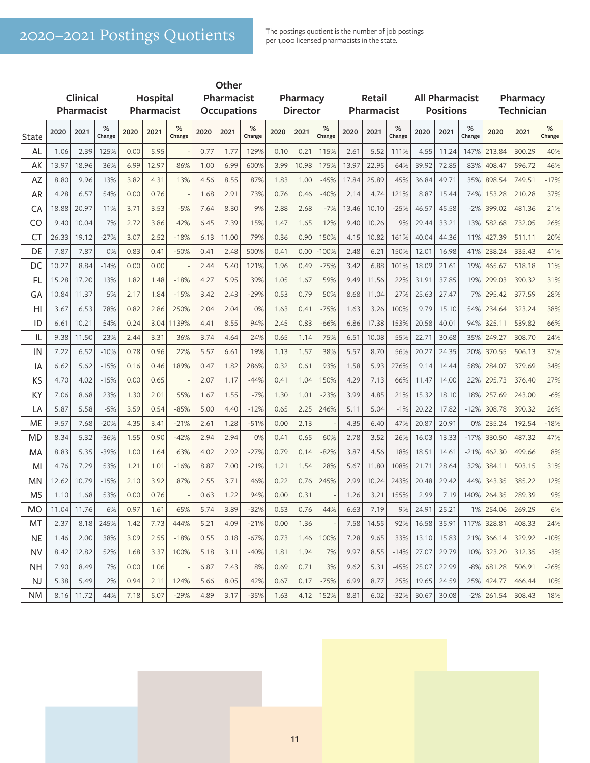# 2020–2021 Postings Quotients

The postings quotient is the number of job postings per 1,000 licensed pharmacists in the state.

| State | Clinical Pharmacist | | | Hospital Pharmacist | | | Other Pharmacist Occupations | | | Pharmacy Director | | | Retail Pharmacist | | | All Pharmacist Positions | | | Pharmacy Technician | | |
|---|---|---|---|---|---|---|---|---|---|---|---|---|---|---|---|---|---|---|---|---|---|
| | 2020 | 2021 | % Change | 2020 | 2021 | % Change | 2020 | 2021 | % Change | 2020 | 2021 | % Change | 2020 | 2021 | % Change | 2020 | 2021 | % Change | 2020 | 2021 | % Change |
| AL | 1.06 | 2.39 | 125% | 0.00 | 5.95 | - | 0.77 | 1.77 | 129% | 0.10 | 0.21 | 115% | 2.61 | 5.52 | 111% | 4.55 | 11.24 | 147% | 213.84 | 300.29 | 40% |
| AK | 13.97 | 18.96 | 36% | 6.99 | 12.97 | 86% | 1.00 | 6.99 | 600% | 3.99 | 10.98 | 175% | 13.97 | 22.95 | 64% | 39.92 | 72.85 | 83% | 408.47 | 596.72 | 46% |
| AZ | 8.80 | 9.96 | 13% | 3.82 | 4.31 | 13% | 4.56 | 8.55 | 87% | 1.83 | 1.00 | -45% | 17.84 | 25.89 | 45% | 36.84 | 49.71 | 35% | 898.54 | 749.51 | -17% |
| AR | 4.28 | 6.57 | 54% | 0.00 | 0.76 | - | 1.68 | 2.91 | 73% | 0.76 | 0.46 | -40% | 2.14 | 4.74 | 121% | 8.87 | 15.44 | 74% | 153.28 | 210.28 | 37% |
| CA | 18.88 | 20.97 | 11% | 3.71 | 3.53 | -5% | 7.64 | 8.30 | 9% | 2.88 | 2.68 | -7% | 13.46 | 10.10 | -25% | 46.57 | 45.58 | -2% | 399.02 | 481.36 | 21% |
| CO | 9.40 | 10.04 | 7% | 2.72 | 3.86 | 42% | 6.45 | 7.39 | 15% | 1.47 | 1.65 | 12% | 9.40 | 10.26 | 9% | 29.44 | 33.21 | 13% | 582.68 | 732.05 | 26% |
| CT | 26.33 | 19.12 | -27% | 3.07 | 2.52 | -18% | 6.13 | 11.00 | 79% | 0.36 | 0.90 | 150% | 4.15 | 10.82 | 161% | 40.04 | 44.36 | 11% | 427.39 | 511.11 | 20% |
| DE | 7.87 | 7.87 | 0% | 0.83 | 0.41 | -50% | 0.41 | 2.48 | 500% | 0.41 | 0.00 | -100% | 2.48 | 6.21 | 150% | 12.01 | 16.98 | 41% | 238.24 | 335.43 | 41% |
| DC | 10.27 | 8.84 | -14% | 0.00 | 0.00 | - | 2.44 | 5.40 | 121% | 1.96 | 0.49 | -75% | 3.42 | 6.88 | 101% | 18.09 | 21.61 | 19% | 465.67 | 518.18 | 11% |
| FL | 15.28 | 17.20 | 13% | 1.82 | 1.48 | -18% | 4.27 | 5.95 | 39% | 1.05 | 1.67 | 59% | 9.49 | 11.56 | 22% | 31.91 | 37.85 | 19% | 299.03 | 390.32 | 31% |
| GA | 10.84 | 11.37 | 5% | 2.17 | 1.84 | -15% | 3.42 | 2.43 | -29% | 0.53 | 0.79 | 50% | 8.68 | 11.04 | 27% | 25.63 | 27.47 | 7% | 295.42 | 377.59 | 28% |
| HI | 3.67 | 6.53 | 78% | 0.82 | 2.86 | 250% | 2.04 | 2.04 | 0% | 1.63 | 0.41 | -75% | 1.63 | 3.26 | 100% | 9.79 | 15.10 | 54% | 234.64 | 323.24 | 38% |
| ID | 6.61 | 10.21 | 54% | 0.24 | 3.04 | 1139% | 4.41 | 8.55 | 94% | 2.45 | 0.83 | -66% | 6.86 | 17.38 | 153% | 20.58 | 40.01 | 94% | 325.11 | 539.82 | 66% |
| IL | 9.38 | 11.50 | 23% | 2.44 | 3.31 | 36% | 3.74 | 4.64 | 24% | 0.65 | 1.14 | 75% | 6.51 | 10.08 | 55% | 22.71 | 30.68 | 35% | 249.27 | 308.70 | 24% |
| IN | 7.22 | 6.52 | -10% | 0.78 | 0.96 | 22% | 5.57 | 6.61 | 19% | 1.13 | 1.57 | 38% | 5.57 | 8.70 | 56% | 20.27 | 24.35 | 20% | 370.55 | 506.13 | 37% |
| IA | 6.62 | 5.62 | -15% | 0.16 | 0.46 | 189% | 0.47 | 1.82 | 286% | 0.32 | 0.61 | 93% | 1.58 | 5.93 | 276% | 9.14 | 14.44 | 58% | 284.07 | 379.69 | 34% |
| KS | 4.70 | 4.02 | -15% | 0.00 | 0.65 | - | 2.07 | 1.17 | -44% | 0.41 | 1.04 | 150% | 4.29 | 7.13 | 66% | 11.47 | 14.00 | 22% | 295.73 | 376.40 | 27% |
| KY | 7.06 | 8.68 | 23% | 1.30 | 2.01 | 55% | 1.67 | 1.55 | -7% | 1.30 | 1.01 | -23% | 3.99 | 4.85 | 21% | 15.32 | 18.10 | 18% | 257.69 | 243.00 | -6% |
| LA | 5.87 | 5.58 | -5% | 3.59 | 0.54 | -85% | 5.00 | 4.40 | -12% | 0.65 | 2.25 | 246% | 5.11 | 5.04 | -1% | 20.22 | 17.82 | -12% | 308.78 | 390.32 | 26% |
| ME | 9.57 | 7.68 | -20% | 4.35 | 3.41 | -21% | 2.61 | 1.28 | -51% | 0.00 | 2.13 | - | 4.35 | 6.40 | 47% | 20.87 | 20.91 | 0% | 235.24 | 192.54 | -18% |
| MD | 8.34 | 5.32 | -36% | 1.55 | 0.90 | -42% | 2.94 | 2.94 | 0% | 0.41 | 0.65 | 60% | 2.78 | 3.52 | 26% | 16.03 | 13.33 | -17% | 330.50 | 487.32 | 47% |
| MA | 8.83 | 5.35 | -39% | 1.00 | 1.64 | 63% | 4.02 | 2.92 | -27% | 0.79 | 0.14 | -82% | 3.87 | 4.56 | 18% | 18.51 | 14.61 | -21% | 462.30 | 499.66 | 8% |
| MI | 4.76 | 7.29 | 53% | 1.21 | 1.01 | -16% | 8.87 | 7.00 | -21% | 1.21 | 1.54 | 28% | 5.67 | 11.80 | 108% | 21.71 | 28.64 | 32% | 384.11 | 503.15 | 31% |
| MN | 12.62 | 10.79 | -15% | 2.10 | 3.92 | 87% | 2.55 | 3.71 | 46% | 0.22 | 0.76 | 245% | 2.99 | 10.24 | 243% | 20.48 | 29.42 | 44% | 343.35 | 385.22 | 12% |
| MS | 1.10 | 1.68 | 53% | 0.00 | 0.76 | - | 0.63 | 1.22 | 94% | 0.00 | 0.31 | - | 1.26 | 3.21 | 155% | 2.99 | 7.19 | 140% | 264.35 | 289.39 | 9% |
| MO | 11.04 | 11.76 | 6% | 0.97 | 1.61 | 65% | 5.74 | 3.89 | -32% | 0.53 | 0.76 | 44% | 6.63 | 7.19 | 9% | 24.91 | 25.21 | 1% | 254.06 | 269.29 | 6% |
| MT | 2.37 | 8.18 | 245% | 1.42 | 7.73 | 444% | 5.21 | 4.09 | -21% | 0.00 | 1.36 | - | 7.58 | 14.55 | 92% | 16.58 | 35.91 | 117% | 328.81 | 408.33 | 24% |
| NE | 1.46 | 2.00 | 38% | 3.09 | 2.55 | -18% | 0.55 | 0.18 | -67% | 0.73 | 1.46 | 100% | 7.28 | 9.65 | 33% | 13.10 | 15.83 | 21% | 366.14 | 329.92 | -10% |
| NV | 8.42 | 12.82 | 52% | 1.68 | 3.37 | 100% | 5.18 | 3.11 | -40% | 1.81 | 1.94 | 7% | 9.97 | 8.55 | -14% | 27.07 | 29.79 | 10% | 323.20 | 312.35 | -3% |
| NH | 7.90 | 8.49 | 7% | 0.00 | 1.06 | - | 6.87 | 7.43 | 8% | 0.69 | 0.71 | 3% | 9.62 | 5.31 | -45% | 25.07 | 22.99 | -8% | 681.28 | 506.91 | -26% |
| NJ | 5.38 | 5.49 | 2% | 0.94 | 2.11 | 124% | 5.66 | 8.05 | 42% | 0.67 | 0.17 | -75% | 6.99 | 8.77 | 25% | 19.65 | 24.59 | 25% | 424.77 | 466.44 | 10% |
| NM | 8.16 | 11.72 | 44% | 7.18 | 5.07 | -29% | 4.89 | 3.17 | -35% | 1.63 | 4.12 | 152% | 8.81 | 6.02 | -32% | 30.67 | 30.08 | -2% | 261.54 | 308.43 | 18% |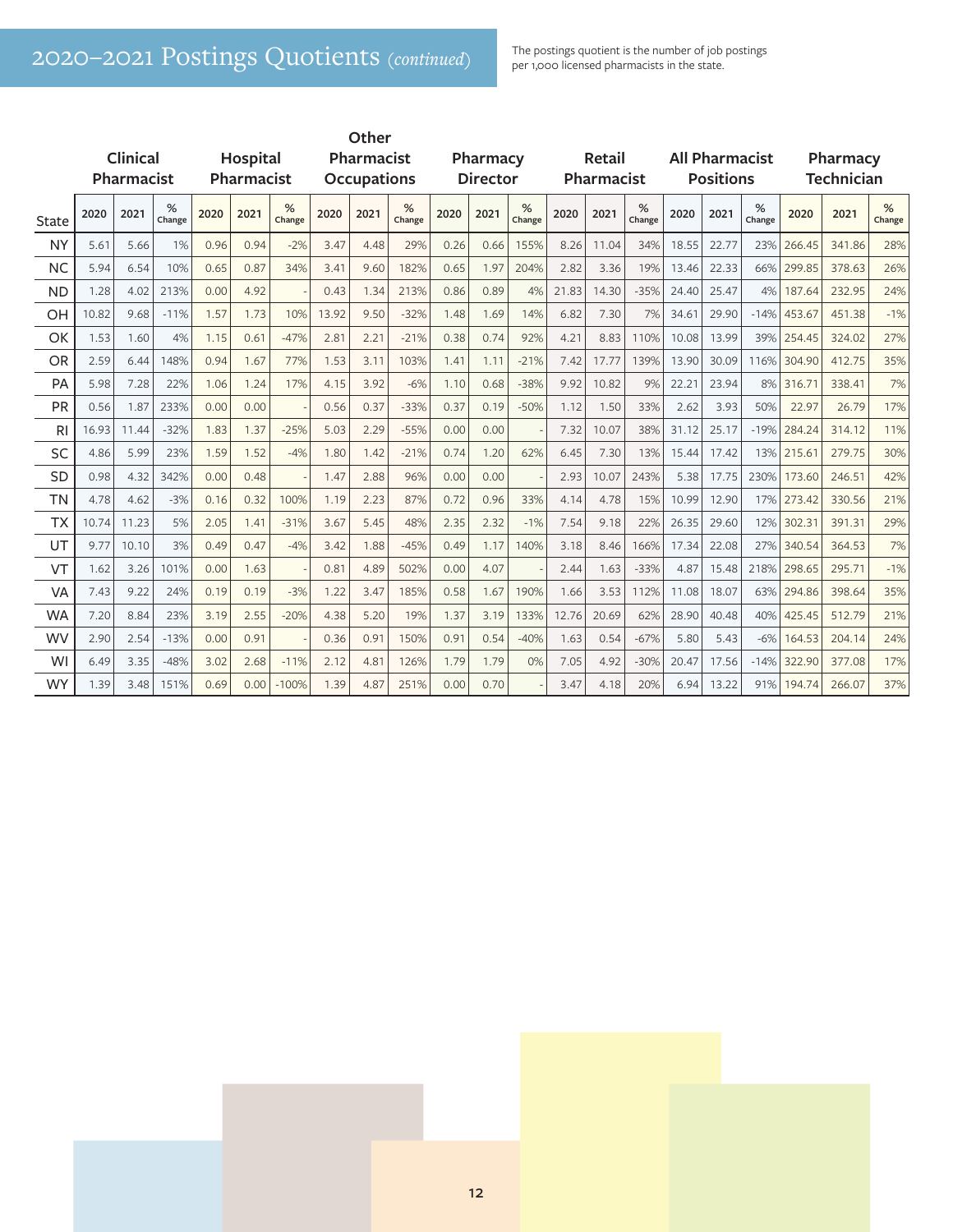# 2020–2021 Postings Quotients *(continued)*

The postings quotient is the number of job postings per 1,000 licensed pharmacists in the state.

| State | Clinical Pharmacist | | | Hospital Pharmacist | | | Other Pharmacist Occupations | | | Pharmacy Director | | | Retail Pharmacist | | | All Pharmacist Positions | | | Pharmacy Technician | | |
|---|---|---|---|---|---|---|---|---|---|---|---|---|---|---|---|---|---|---|---|---|---|
| | 2020 | 2021 | % Change | 2020 | 2021 | % Change | 2020 | 2021 | % Change | 2020 | 2021 | % Change | 2020 | 2021 | % Change | 2020 | 2021 | % Change | 2020 | 2021 | % Change |
| NY | 5.61 | 5.66 | 1% | 0.96 | 0.94 | -2% | 3.47 | 4.48 | 29% | 0.26 | 0.66 | 155% | 8.26 | 11.04 | 34% | 18.55 | 22.77 | 23% | 266.45 | 341.86 | 28% |
| NC | 5.94 | 6.54 | 10% | 0.65 | 0.87 | 34% | 3.41 | 9.60 | 182% | 0.65 | 1.97 | 204% | 2.82 | 3.36 | 19% | 13.46 | 22.33 | 66% | 299.85 | 378.63 | 26% |
| ND | 1.28 | 4.02 | 213% | 0.00 | 4.92 | - | 0.43 | 1.34 | 213% | 0.86 | 0.89 | 4% | 21.83 | 14.30 | -35% | 24.40 | 25.47 | 4% | 187.64 | 232.95 | 24% |
| OH | 10.82 | 9.68 | -11% | 1.57 | 1.73 | 10% | 13.92 | 9.50 | -32% | 1.48 | 1.69 | 14% | 6.82 | 7.30 | 7% | 34.61 | 29.90 | -14% | 453.67 | 451.38 | -1% |
| OK | 1.53 | 1.60 | 4% | 1.15 | 0.61 | -47% | 2.81 | 2.21 | -21% | 0.38 | 0.74 | 92% | 4.21 | 8.83 | 110% | 10.08 | 13.99 | 39% | 254.45 | 324.02 | 27% |
| OR | 2.59 | 6.44 | 148% | 0.94 | 1.67 | 77% | 1.53 | 3.11 | 103% | 1.41 | 1.11 | -21% | 7.42 | 17.77 | 139% | 13.90 | 30.09 | 116% | 304.90 | 412.75 | 35% |
| PA | 5.98 | 7.28 | 22% | 1.06 | 1.24 | 17% | 4.15 | 3.92 | -6% | 1.10 | 0.68 | -38% | 9.92 | 10.82 | 9% | 22.21 | 23.94 | 8% | 316.71 | 338.41 | 7% |
| PR | 0.56 | 1.87 | 233% | 0.00 | 0.00 | - | 0.56 | 0.37 | -33% | 0.37 | 0.19 | -50% | 1.12 | 1.50 | 33% | 2.62 | 3.93 | 50% | 22.97 | 26.79 | 17% |
| RI | 16.93 | 11.44 | -32% | 1.83 | 1.37 | -25% | 5.03 | 2.29 | -55% | 0.00 | 0.00 | - | 7.32 | 10.07 | 38% | 31.12 | 25.17 | -19% | 284.24 | 314.12 | 11% |
| SC | 4.86 | 5.99 | 23% | 1.59 | 1.52 | -4% | 1.80 | 1.42 | -21% | 0.74 | 1.20 | 62% | 6.45 | 7.30 | 13% | 15.44 | 17.42 | 13% | 215.61 | 279.75 | 30% |
| SD | 0.98 | 4.32 | 342% | 0.00 | 0.48 | - | 1.47 | 2.88 | 96% | 0.00 | 0.00 | - | 2.93 | 10.07 | 243% | 5.38 | 17.75 | 230% | 173.60 | 246.51 | 42% |
| TN | 4.78 | 4.62 | -3% | 0.16 | 0.32 | 100% | 1.19 | 2.23 | 87% | 0.72 | 0.96 | 33% | 4.14 | 4.78 | 15% | 10.99 | 12.90 | 17% | 273.42 | 330.56 | 21% |
| TX | 10.74 | 11.23 | 5% | 2.05 | 1.41 | -31% | 3.67 | 5.45 | 48% | 2.35 | 2.32 | -1% | 7.54 | 9.18 | 22% | 26.35 | 29.60 | 12% | 302.31 | 391.31 | 29% |
| UT | 9.77 | 10.10 | 3% | 0.49 | 0.47 | -4% | 3.42 | 1.88 | -45% | 0.49 | 1.17 | 140% | 3.18 | 8.46 | 166% | 17.34 | 22.08 | 27% | 340.54 | 364.53 | 7% |
| VT | 1.62 | 3.26 | 101% | 0.00 | 1.63 | - | 0.81 | 4.89 | 502% | 0.00 | 4.07 | - | 2.44 | 1.63 | -33% | 4.87 | 15.48 | 218% | 298.65 | 295.71 | -1% |
| VA | 7.43 | 9.22 | 24% | 0.19 | 0.19 | -3% | 1.22 | 3.47 | 185% | 0.58 | 1.67 | 190% | 1.66 | 3.53 | 112% | 11.08 | 18.07 | 63% | 294.86 | 398.64 | 35% |
| WA | 7.20 | 8.84 | 23% | 3.19 | 2.55 | -20% | 4.38 | 5.20 | 19% | 1.37 | 3.19 | 133% | 12.76 | 20.69 | 62% | 28.90 | 40.48 | 40% | 425.45 | 512.79 | 21% |
| WV | 2.90 | 2.54 | -13% | 0.00 | 0.91 | - | 0.36 | 0.91 | 150% | 0.91 | 0.54 | -40% | 1.63 | 0.54 | -67% | 5.80 | 5.43 | -6% | 164.53 | 204.14 | 24% |
| WI | 6.49 | 3.35 | -48% | 3.02 | 2.68 | -11% | 2.12 | 4.81 | 126% | 1.79 | 1.79 | 0% | 7.05 | 4.92 | -30% | 20.47 | 17.56 | -14% | 322.90 | 377.08 | 17% |
| WY | 1.39 | 3.48 | 151% | 0.69 | 0.00 | -100% | 1.39 | 4.87 | 251% | 0.00 | 0.70 | - | 3.47 | 4.18 | 20% | 6.94 | 13.22 | 91% | 194.74 | 266.07 | 37% |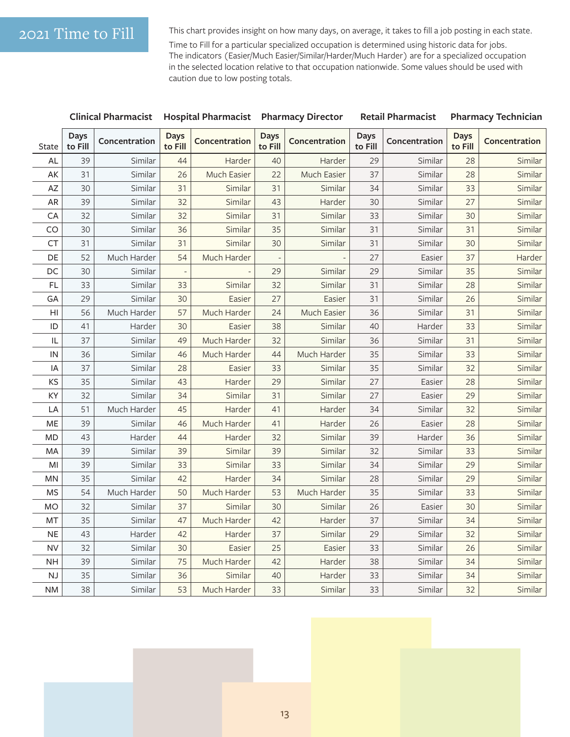# 2021 Time to Fill

This chart provides insight on how many days, on average, it takes to fill a job posting in each state.

Time to Fill for a particular specialized occupation is determined using historic data for jobs. The indicators (Easier/Much Easier/Similar/Harder/Much Harder) are for a specialized occupation in the selected location relative to that occupation nationwide. Some values should be used with caution due to low posting totals.

| | Clinical Pharmacist | | Hospital Pharmacist | | Pharmacy Director | | Retail Pharmacist | | Pharmacy Technician | |
|---|---|---|---|---|---|---|---|---|---|---|
| State | Days to Fill | Concentration | Days to Fill | Concentration | Days to Fill | Concentration | Days to Fill | Concentration | Days to Fill | Concentration |
| AL | 39 | Similar | 44 | Harder | 40 | Harder | 29 | Similar | 28 | Similar |
| AK | 31 | Similar | 26 | Much Easier | 22 | Much Easier | 37 | Similar | 28 | Similar |
| AZ | 30 | Similar | 31 | Similar | 31 | Similar | 34 | Similar | 33 | Similar |
| AR | 39 | Similar | 32 | Similar | 43 | Harder | 30 | Similar | 27 | Similar |
| CA | 32 | Similar | 32 | Similar | 31 | Similar | 33 | Similar | 30 | Similar |
| CO | 30 | Similar | 36 | Similar | 35 | Similar | 31 | Similar | 31 | Similar |
| CT | 31 | Similar | 31 | Similar | 30 | Similar | 31 | Similar | 30 | Similar |
| DE | 52 | Much Harder | 54 | Much Harder | - | - | 27 | Easier | 37 | Harder |
| DC | 30 | Similar | - | - | 29 | Similar | 29 | Similar | 35 | Similar |
| FL | 33 | Similar | 33 | Similar | 32 | Similar | 31 | Similar | 28 | Similar |
| GA | 29 | Similar | 30 | Easier | 27 | Easier | 31 | Similar | 26 | Similar |
| HI | 56 | Much Harder | 57 | Much Harder | 24 | Much Easier | 36 | Similar | 31 | Similar |
| ID | 41 | Harder | 30 | Easier | 38 | Similar | 40 | Harder | 33 | Similar |
| IL | 37 | Similar | 49 | Much Harder | 32 | Similar | 36 | Similar | 31 | Similar |
| IN | 36 | Similar | 46 | Much Harder | 44 | Much Harder | 35 | Similar | 33 | Similar |
| IA | 37 | Similar | 28 | Easier | 33 | Similar | 35 | Similar | 32 | Similar |
| KS | 35 | Similar | 43 | Harder | 29 | Similar | 27 | Easier | 28 | Similar |
| KY | 32 | Similar | 34 | Similar | 31 | Similar | 27 | Easier | 29 | Similar |
| LA | 51 | Much Harder | 45 | Harder | 41 | Harder | 34 | Similar | 32 | Similar |
| ME | 39 | Similar | 46 | Much Harder | 41 | Harder | 26 | Easier | 28 | Similar |
| MD | 43 | Harder | 44 | Harder | 32 | Similar | 39 | Harder | 36 | Similar |
| MA | 39 | Similar | 39 | Similar | 39 | Similar | 32 | Similar | 33 | Similar |
| MI | 39 | Similar | 33 | Similar | 33 | Similar | 34 | Similar | 29 | Similar |
| MN | 35 | Similar | 42 | Harder | 34 | Similar | 28 | Similar | 29 | Similar |
| MS | 54 | Much Harder | 50 | Much Harder | 53 | Much Harder | 35 | Similar | 33 | Similar |
| MO | 32 | Similar | 37 | Similar | 30 | Similar | 26 | Easier | 30 | Similar |
| MT | 35 | Similar | 47 | Much Harder | 42 | Harder | 37 | Similar | 34 | Similar |
| NE | 43 | Harder | 42 | Harder | 37 | Similar | 29 | Similar | 32 | Similar |
| NV | 32 | Similar | 30 | Easier | 25 | Easier | 33 | Similar | 26 | Similar |
| NH | 39 | Similar | 75 | Much Harder | 42 | Harder | 38 | Similar | 34 | Similar |
| NJ | 35 | Similar | 36 | Similar | 40 | Harder | 33 | Similar | 34 | Similar |
| NM | 38 | Similar | 53 | Much Harder | 33 | Similar | 33 | Similar | 32 | Similar |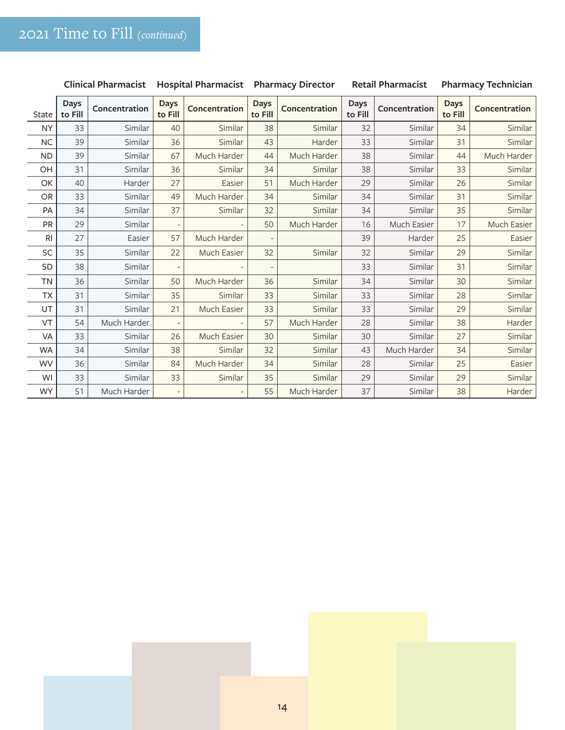## 2021 Time to Fill *(continued)*

| State | Clinical Pharmacist | | Hospital Pharmacist | | Pharmacy Director | | Retail Pharmacist | | Pharmacy Technician | |
|---|---|---|---|---|---|---|---|---|---|---|
| | Days to Fill | Concentration | Days to Fill | Concentration | Days to Fill | Concentration | Days to Fill | Concentration | Days to Fill | Concentration |
| NY | 33 | Similar | 40 | Similar | 38 | Similar | 32 | Similar | 34 | Similar |
| NC | 39 | Similar | 36 | Similar | 43 | Harder | 33 | Similar | 31 | Similar |
| ND | 39 | Similar | 67 | Much Harder | 44 | Much Harder | 38 | Similar | 44 | Much Harder |
| OH | 31 | Similar | 36 | Similar | 34 | Similar | 38 | Similar | 33 | Similar |
| OK | 40 | Harder | 27 | Easier | 51 | Much Harder | 29 | Similar | 26 | Similar |
| OR | 33 | Similar | 49 | Much Harder | 34 | Similar | 34 | Similar | 31 | Similar |
| PA | 34 | Similar | 37 | Similar | 32 | Similar | 34 | Similar | 35 | Similar |
| PR | 29 | Similar | - | - | 50 | Much Harder | 16 | Much Easier | 17 | Much Easier |
| RI | 27 | Easier | 57 | Much Harder | - | | 39 | Harder | 25 | Easier |
| SC | 35 | Similar | 22 | Much Easier | 32 | Similar | 32 | Similar | 29 | Similar |
| SD | 38 | Similar | - | - | - | | 33 | Similar | 31 | Similar |
| TN | 36 | Similar | 50 | Much Harder | 36 | Similar | 34 | Similar | 30 | Similar |
| TX | 31 | Similar | 35 | Similar | 33 | Similar | 33 | Similar | 28 | Similar |
| UT | 31 | Similar | 21 | Much Easier | 33 | Similar | 33 | Similar | 29 | Similar |
| VT | 54 | Much Harder | - | - | 57 | Much Harder | 28 | Similar | 38 | Harder |
| VA | 33 | Similar | 26 | Much Easier | 30 | Similar | 30 | Similar | 27 | Similar |
| WA | 34 | Similar | 38 | Similar | 32 | Similar | 43 | Much Harder | 34 | Similar |
| WV | 36 | Similar | 84 | Much Harder | 34 | Similar | 28 | Similar | 25 | Easier |
| WI | 33 | Similar | 33 | Similar | 35 | Similar | 29 | Similar | 29 | Similar |
| WY | 51 | Much Harder | - | - | 55 | Much Harder | 37 | Similar | 38 | Harder |